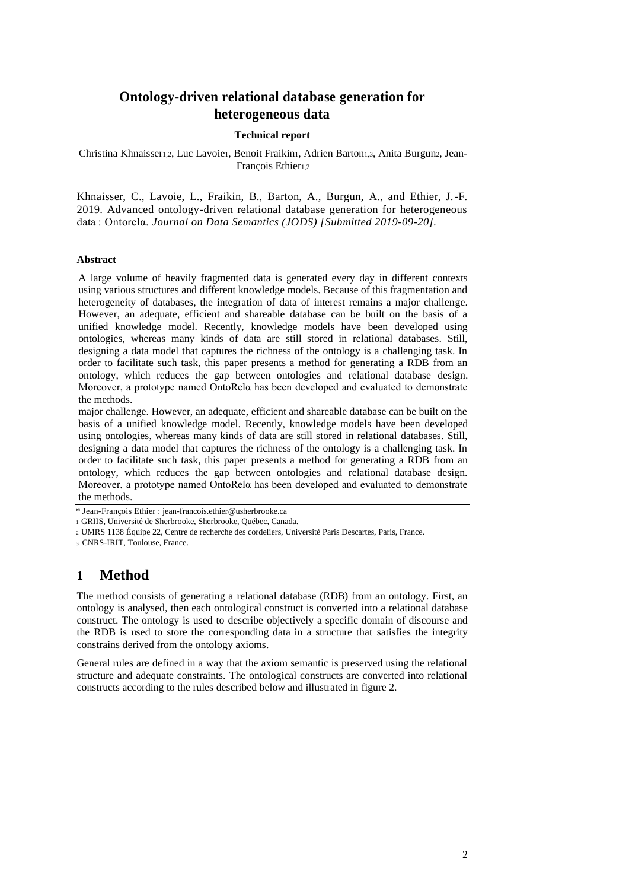# Ontology-driven relational database generation for heterogeneous data

**Technical report**

Christina Khnaisser[1,2], Luc Lavoie[1], Benoit Fraikin[1], Adrien Barton[1,3], Anita Burgun[2], Jean-François Ethier[1,2]

Khnaisser, C., Lavoie, L., Fraikin, B., Barton, A., Burgun, A., and Ethier, J.-F. 2019. Advanced ontology-driven relational database generation for heterogeneous data : Ontorelα. *Journal on Data Semantics (JODS) [Submitted 2019-09-20].*

**Abstract**

A large volume of heavily fragmented data is generated every day in different contexts using various structures and different knowledge models. Because of this fragmentation and heterogeneity of databases, the integration of data of interest remains a major challenge. However, an adequate, efficient and shareable database can be built on the basis of a unified knowledge model. Recently, knowledge models have been developed using ontologies, whereas many kinds of data are still stored in relational databases. Still, designing a data model that captures the richness of the ontology is a challenging task. In order to facilitate such task, this paper presents a method for generating a RDB from an ontology, which reduces the gap between ontologies and relational database design. Moreover, a prototype named OntoRelα has been developed and evaluated to demonstrate the methods.

major challenge. However, an adequate, efficient and shareable database can be built on the basis of a unified knowledge model. Recently, knowledge models have been developed using ontologies, whereas many kinds of data are still stored in relational databases. Still, designing a data model that captures the richness of the ontology is a challenging task. In order to facilitate such task, this paper presents a method for generating a RDB from an ontology, which reduces the gap between ontologies and relational database design. Moreover, a prototype named OntoRelα has been developed and evaluated to demonstrate the methods.

* Jean-François Ethier : jean-francois.ethier@usherbrooke.ca

[1] GRIIS, Université de Sherbrooke, Sherbrooke, Québec, Canada.

[2] UMRS 1138 Équipe 22, Centre de recherche des cordeliers, Université Paris Descartes, Paris, France.

[3] CNRS-IRIT, Toulouse, France.

# 1 Method

The method consists of generating a relational database (RDB) from an ontology. First, an ontology is analysed, then each ontological construct is converted into a relational database construct. The ontology is used to describe objectively a specific domain of discourse and the RDB is used to store the corresponding data in a structure that satisfies the integrity constrains derived from the ontology axioms.

General rules are defined in a way that the axiom semantic is preserved using the relational structure and adequate constraints. The ontological constructs are converted into relational constructs according to the rules described below and illustrated in figure 2.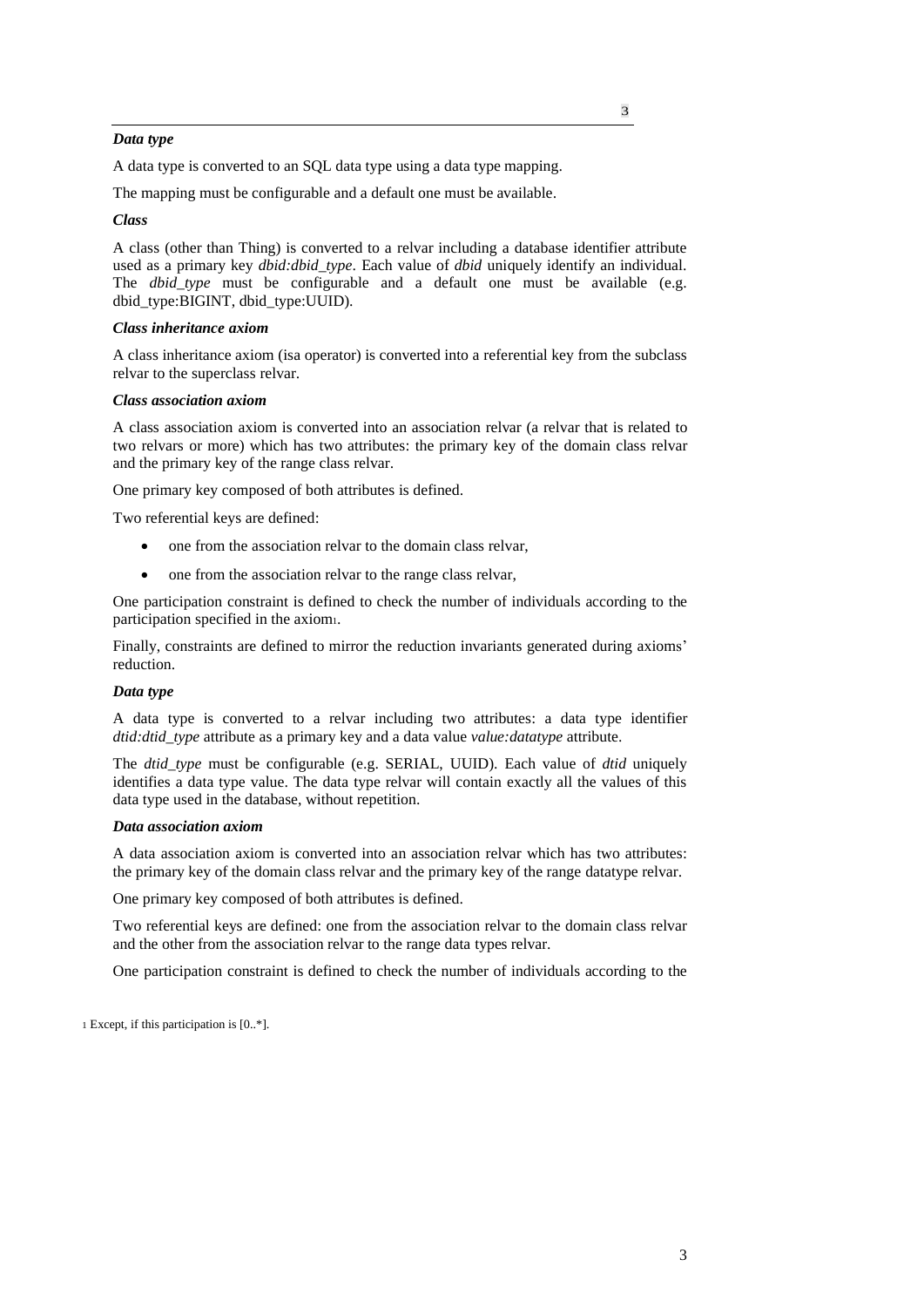### *Data type*

A data type is converted to an SQL data type using a data type mapping.

The mapping must be configurable and a default one must be available.

### *Class*

A class (other than Thing) is converted to a relvar including a database identifier attribute used as a primary key *dbid:dbid_type*. Each value of *dbid* uniquely identify an individual. The *dbid_type* must be configurable and a default one must be available (e.g. dbid_type:BIGINT, dbid_type:UUID).

### *Class inheritance axiom*

A class inheritance axiom (isa operator) is converted into a referential key from the subclass relvar to the superclass relvar.

### *Class association axiom*

A class association axiom is converted into an association relvar (a relvar that is related to two relvars or more) which has two attributes: the primary key of the domain class relvar and the primary key of the range class relvar.

One primary key composed of both attributes is defined.

Two referential keys are defined:

- one from the association relvar to the domain class relvar,
- one from the association relvar to the range class relvar,

One participation constraint is defined to check the number of individuals according to the participation specified in the axiom[1].

Finally, constraints are defined to mirror the reduction invariants generated during axioms' reduction.

### *Data type*

A data type is converted to a relvar including two attributes: a data type identifier *dtid:dtid_type* attribute as a primary key and a data value *value:datatype* attribute.

The *dtid_type* must be configurable (e.g. SERIAL, UUID). Each value of *dtid* uniquely identifies a data type value. The data type relvar will contain exactly all the values of this data type used in the database, without repetition.

### *Data association axiom*

A data association axiom is converted into an association relvar which has two attributes: the primary key of the domain class relvar and the primary key of the range datatype relvar.

One primary key composed of both attributes is defined.

Two referential keys are defined: one from the association relvar to the domain class relvar and the other from the association relvar to the range data types relvar.

One participation constraint is defined to check the number of individuals according to the

[1] Except, if this participation is [0..*].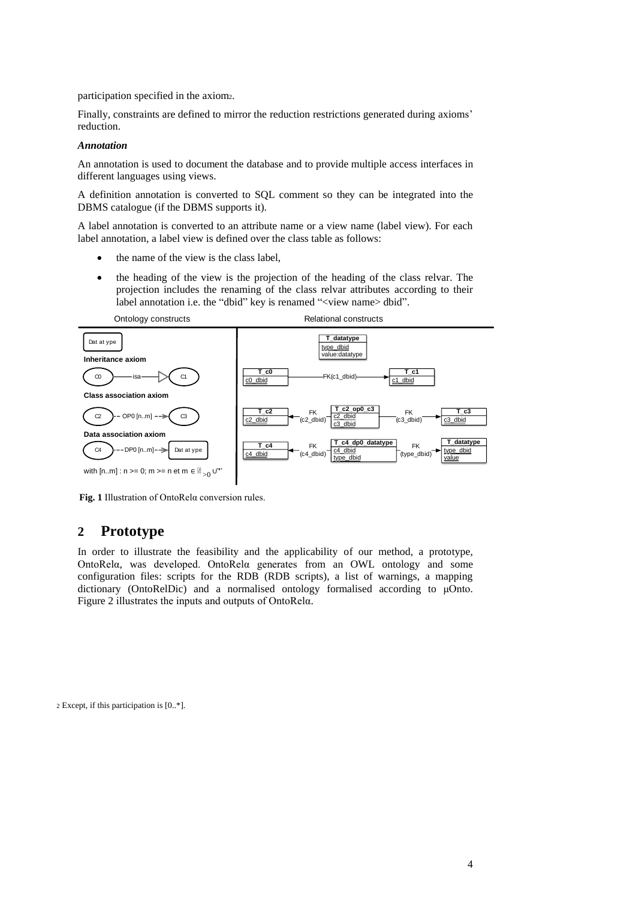participation specified in the axiom[2].

Finally, constraints are defined to mirror the reduction restrictions generated during axioms' reduction.

### *Annotation*

An annotation is used to document the database and to provide multiple access interfaces in different languages using views.

A definition annotation is converted to SQL comment so they can be integrated into the DBMS catalogue (if the DBMS supports it).

A label annotation is converted to an attribute name or a view name (label view). For each label annotation, a label view is defined over the class table as follows:

- the name of the view is the class label,
- the heading of the view is the projection of the heading of the class relvar. The projection includes the renaming of the class relvar attributes according to their label annotation i.e. the "dbid" key is renamed "<view name> dbid".

| Ontology constructs | Relational constructs |
|---|---|
| Datatype | T_datatype (type_dbid, value:datatype) |
| **Inheritance axiom**: C0 —isa→ C1 | T_c0 (c0_dbid) —FK(c1_dbid)→ T_c1 (c1_dbid) |
| **Class association axiom**: C2 - - OP0 [n..m] - -> C3 | T_c2 (c2_dbid) ← FK (c2_dbid) — T_c2_op0_c3 (c2_dbid, c3_dbid) — FK (c3_dbid) → T_c3 (c3_dbid) |
| **Data association axiom**: C4 - - DP0 [n..m] - -> Datatype | T_c4 (c4_dbid) ← FK (c4_dbid) — T_c4_dp0_datatype (c4_dbid, type_dbid) — FK (type_dbid) → T_datatype (type_dbid, value) |

with [n..m] : n >= 0; m >= n et m ∈ $\mathbb{N}_{>0}$ ∪'*'

**Fig. 1** Illustration of OntoRelα conversion rules.

## 2 Prototype

In order to illustrate the feasibility and the applicability of our method, a prototype, OntoRelα, was developed. OntoRelα generates from an OWL ontology and some configuration files: scripts for the RDB (RDB scripts), a list of warnings, a mapping dictionary (OntoRelDic) and a normalised ontology formalised according to μOnto. Figure 2 illustrates the inputs and outputs of OntoRelα.

[2] Except, if this participation is [0..*].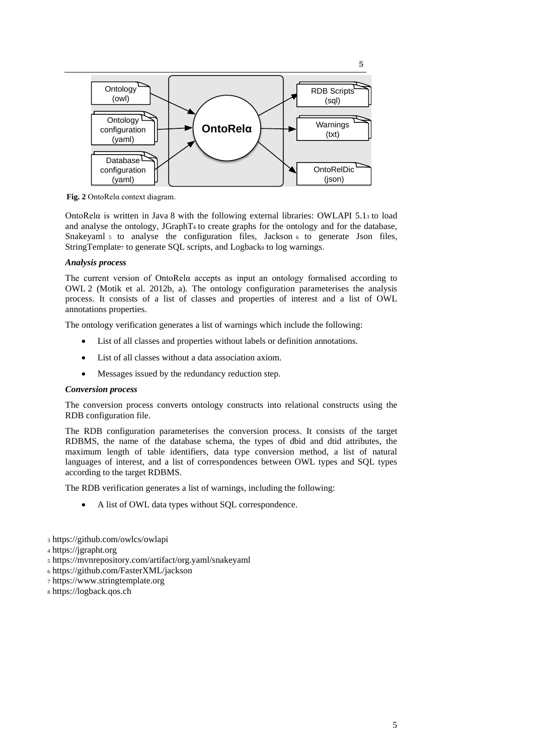**Fig. 2** OntoRelα context diagram.

OntoRelα is written in Java 8 with the following external libraries: OWLAPI 5.1[3] to load and analyse the ontology, JGraphT[4] to create graphs for the ontology and for the database, Snakeyaml [5] to analyse the configuration files, Jackson [6] to generate Json files, StringTemplate[7] to generate SQL scripts, and Logback[8] to log warnings.

***Analysis process***

The current version of OntoRelα accepts as input an ontology formalised according to OWL 2 (Motik et al. 2012b, a). The ontology configuration parameterises the analysis process. It consists of a list of classes and properties of interest and a list of OWL annotations properties.

The ontology verification generates a list of warnings which include the following:

- List of all classes and properties without labels or definition annotations.
- List of all classes without a data association axiom.
- Messages issued by the redundancy reduction step.

***Conversion process***

The conversion process converts ontology constructs into relational constructs using the RDB configuration file.

The RDB configuration parameterises the conversion process. It consists of the target RDBMS, the name of the database schema, the types of dbid and dtid attributes, the maximum length of table identifiers, data type conversion method, a list of natural languages of interest, and a list of correspondences between OWL types and SQL types according to the target RDBMS.

The RDB verification generates a list of warnings, including the following:

- A list of OWL data types without SQL correspondence.

[3] https://github.com/owlcs/owlapi
[4] https://jgrapht.org
[5] https://mvnrepository.com/artifact/org.yaml/snakeyaml
[6] https://github.com/FasterXML/jackson
[7] https://www.stringtemplate.org
[8] https://logback.qos.ch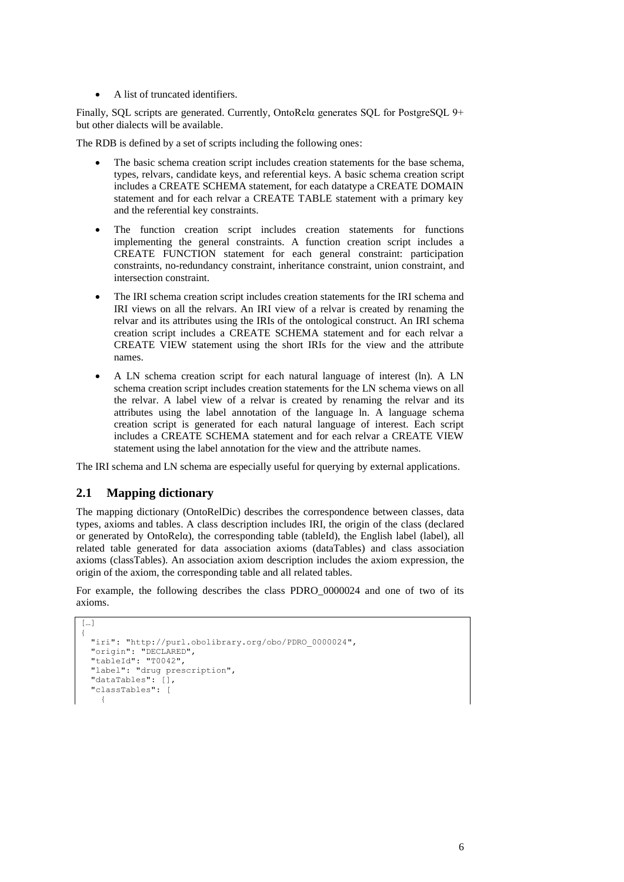- A list of truncated identifiers.

Finally, SQL scripts are generated. Currently, OntoRelα generates SQL for PostgreSQL 9+ but other dialects will be available.

The RDB is defined by a set of scripts including the following ones:

- The basic schema creation script includes creation statements for the base schema, types, relvars, candidate keys, and referential keys. A basic schema creation script includes a CREATE SCHEMA statement, for each datatype a CREATE DOMAIN statement and for each relvar a CREATE TABLE statement with a primary key and the referential key constraints.
- The function creation script includes creation statements for functions implementing the general constraints. A function creation script includes a CREATE FUNCTION statement for each general constraint: participation constraints, no-redundancy constraint, inheritance constraint, union constraint, and intersection constraint.
- The IRI schema creation script includes creation statements for the IRI schema and IRI views on all the relvars. An IRI view of a relvar is created by renaming the relvar and its attributes using the IRIs of the ontological construct. An IRI schema creation script includes a CREATE SCHEMA statement and for each relvar a CREATE VIEW statement using the short IRIs for the view and the attribute names.
- A LN schema creation script for each natural language of interest (ln). A LN schema creation script includes creation statements for the LN schema views on all the relvar. A label view of a relvar is created by renaming the relvar and its attributes using the label annotation of the language ln. A language schema creation script is generated for each natural language of interest. Each script includes a CREATE SCHEMA statement and for each relvar a CREATE VIEW statement using the label annotation for the view and the attribute names.

The IRI schema and LN schema are especially useful for querying by external applications.

## 2.1 Mapping dictionary

The mapping dictionary (OntoRelDic) describes the correspondence between classes, data types, axioms and tables. A class description includes IRI, the origin of the class (declared or generated by OntoRelα), the corresponding table (tableId), the English label (label), all related table generated for data association axioms (dataTables) and class association axioms (classTables). An association axiom description includes the axiom expression, the origin of the axiom, the corresponding table and all related tables.

For example, the following describes the class PDRO_0000024 and one of two of its axioms.

```
[…]
{
  "iri": "http://purl.obolibrary.org/obo/PDRO_0000024",
  "origin": "DECLARED",
  "tableId": "T0042",
  "label": "drug prescription",
  "dataTables": [],
  "classTables": [
    {
```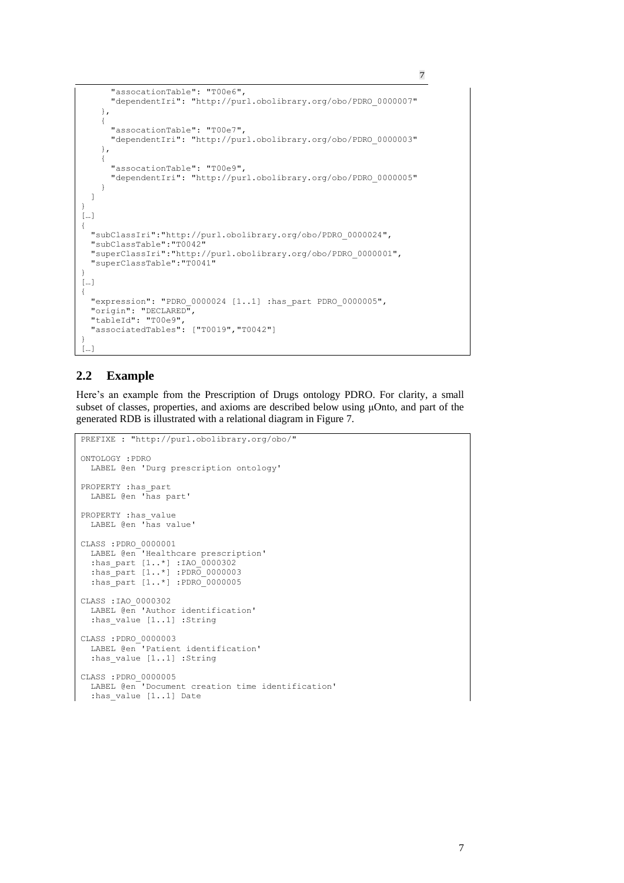```
      "assocationTable": "T00e6",
      "dependentIri": "http://purl.obolibrary.org/obo/PDRO_0000007"
    },
    {
      "assocationTable": "T00e7",
      "dependentIri": "http://purl.obolibrary.org/obo/PDRO_0000003"
    },
    {
      "assocationTable": "T00e9",
      "dependentIri": "http://purl.obolibrary.org/obo/PDRO_0000005"
    }
  ]
}
[…]
{
  "subClassIri":"http://purl.obolibrary.org/obo/PDRO_0000024",
  "subClassTable":"T0042"
  "superClassIri":"http://purl.obolibrary.org/obo/PDRO_0000001",
  "superClassTable":"T0041"
}
[…]
{
  "expression": "PDRO_0000024 [1..1] :has_part PDRO_0000005",
  "origin": "DECLARED",
  "tableId": "T00e9",
  "associatedTables": ["T0019","T0042"]
}
[…]
```

## 2.2 Example

Here's an example from the Prescription of Drugs ontology PDRO. For clarity, a small subset of classes, properties, and axioms are described below using μOnto, and part of the generated RDB is illustrated with a relational diagram in Figure 7.

```
PREFIXE : "http://purl.obolibrary.org/obo/"

ONTOLOGY :PDRO
  LABEL @en 'Durg prescription ontology'

PROPERTY :has_part
  LABEL @en 'has part'

PROPERTY :has_value
  LABEL @en 'has value'

CLASS :PDRO_0000001
  LABEL @en 'Healthcare prescription'
  :has_part [1..*] :IAO_0000302
  :has_part [1..*] :PDRO_0000003
  :has_part [1..*] :PDRO_0000005

CLASS :IAO_0000302
  LABEL @en 'Author identification'
  :has_value [1..1] :String

CLASS :PDRO_0000003
  LABEL @en 'Patient identification'
  :has_value [1..1] :String

CLASS :PDRO_0000005
  LABEL @en 'Document creation time identification'
  :has_value [1..1] Date
```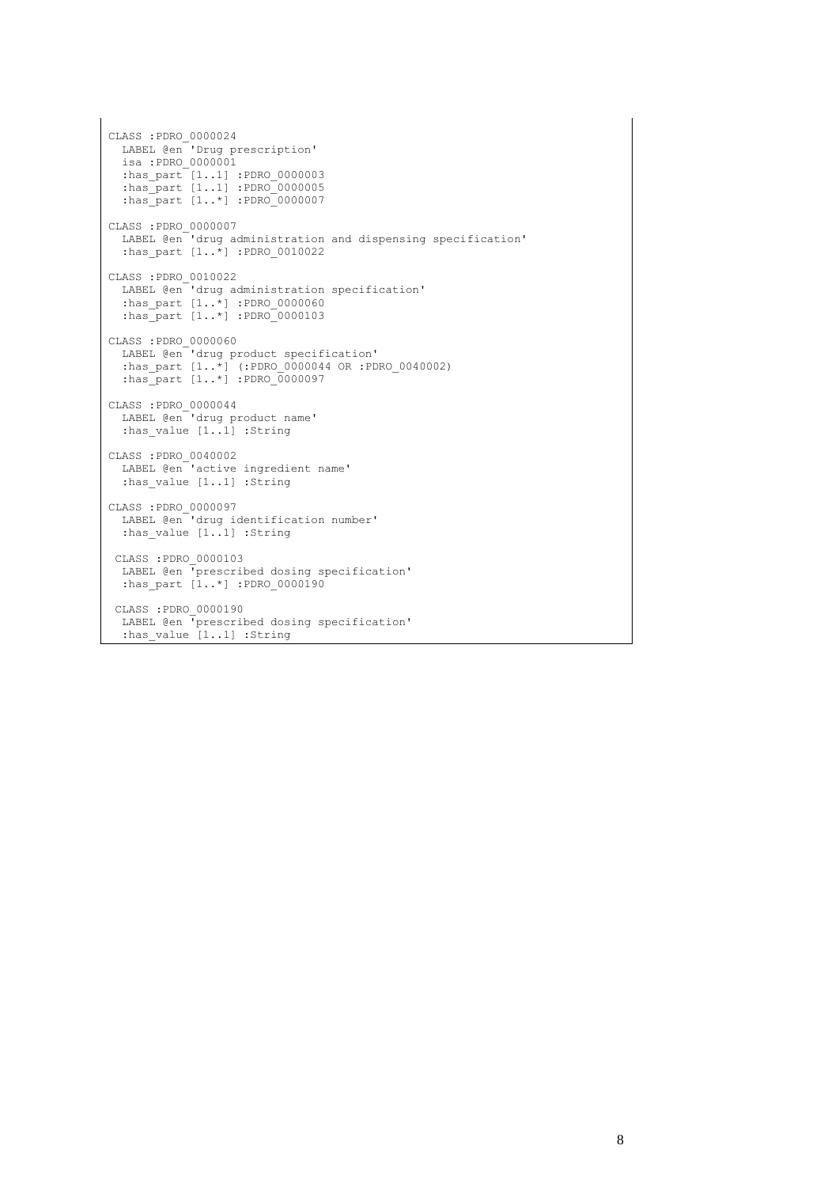```
CLASS :PDRO_0000024
  LABEL @en 'Drug prescription'
  isa :PDRO_0000001
  :has_part [1..1] :PDRO_0000003
  :has_part [1..1] :PDRO_0000005
  :has_part [1..*] :PDRO_0000007

CLASS :PDRO_0000007
  LABEL @en 'drug administration and dispensing specification'
  :has_part [1..*] :PDRO_0010022

CLASS :PDRO_0010022
  LABEL @en 'drug administration specification'
  :has_part [1..*] :PDRO_0000060
  :has_part [1..*] :PDRO_0000103

CLASS :PDRO_0000060
  LABEL @en 'drug product specification'
  :has_part [1..*] (:PDRO_0000044 OR :PDRO_0040002)
  :has_part [1..*] :PDRO_0000097

CLASS :PDRO_0000044
  LABEL @en 'drug product name'
  :has_value [1..1] :String

CLASS :PDRO_0040002
  LABEL @en 'active ingredient name'
  :has_value [1..1] :String

CLASS :PDRO_0000097
  LABEL @en 'drug identification number'
  :has_value [1..1] :String

 CLASS :PDRO_0000103
  LABEL @en 'prescribed dosing specification'
  :has_part [1..*] :PDRO_0000190

 CLASS :PDRO_0000190
  LABEL @en 'prescribed dosing specification'
  :has_value [1..1] :String
```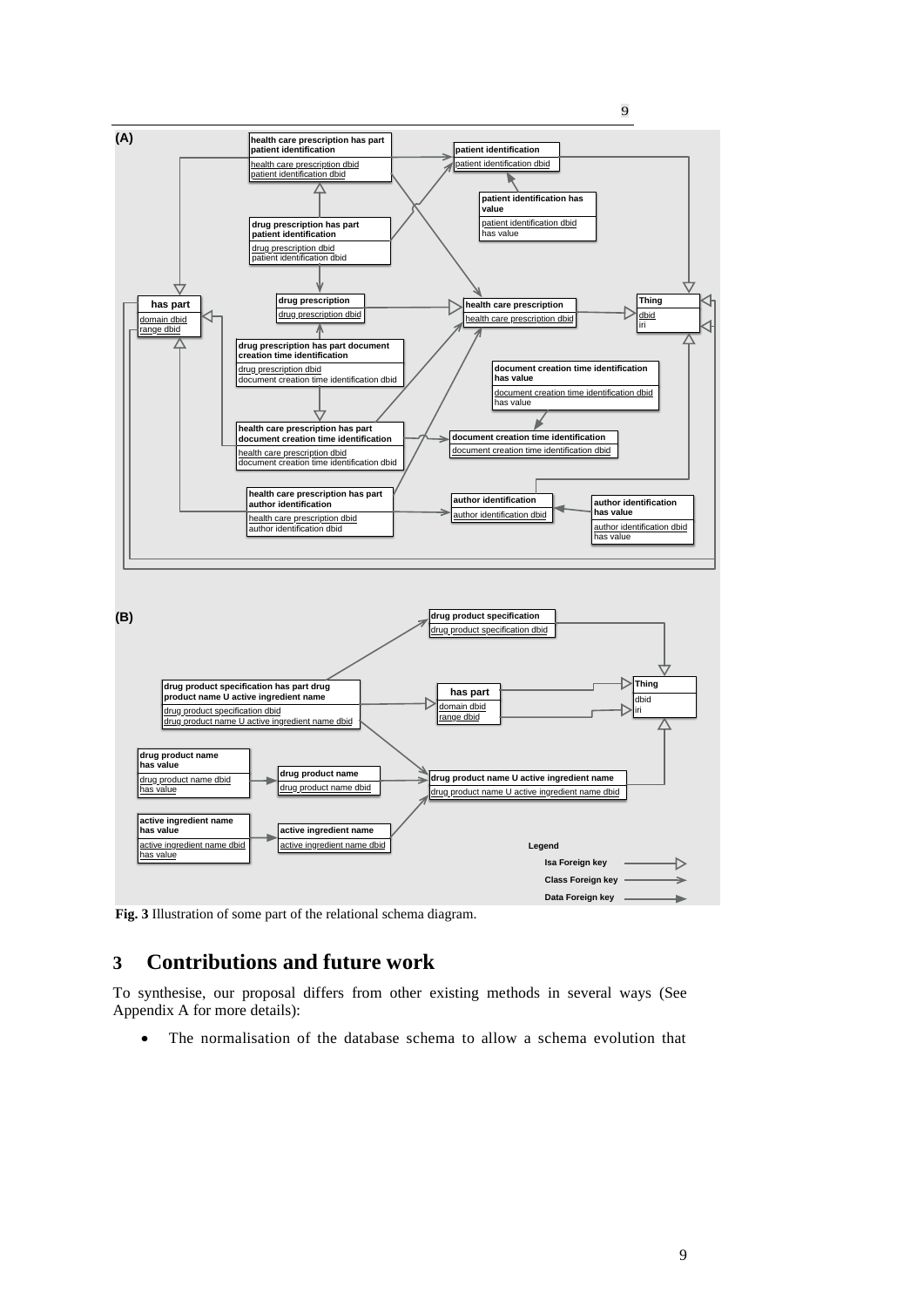**Fig. 3** Illustration of some part of the relational schema diagram.

## 3 Contributions and future work

To synthesise, our proposal differs from other existing methods in several ways (See Appendix A for more details):

- The normalisation of the database schema to allow a schema evolution that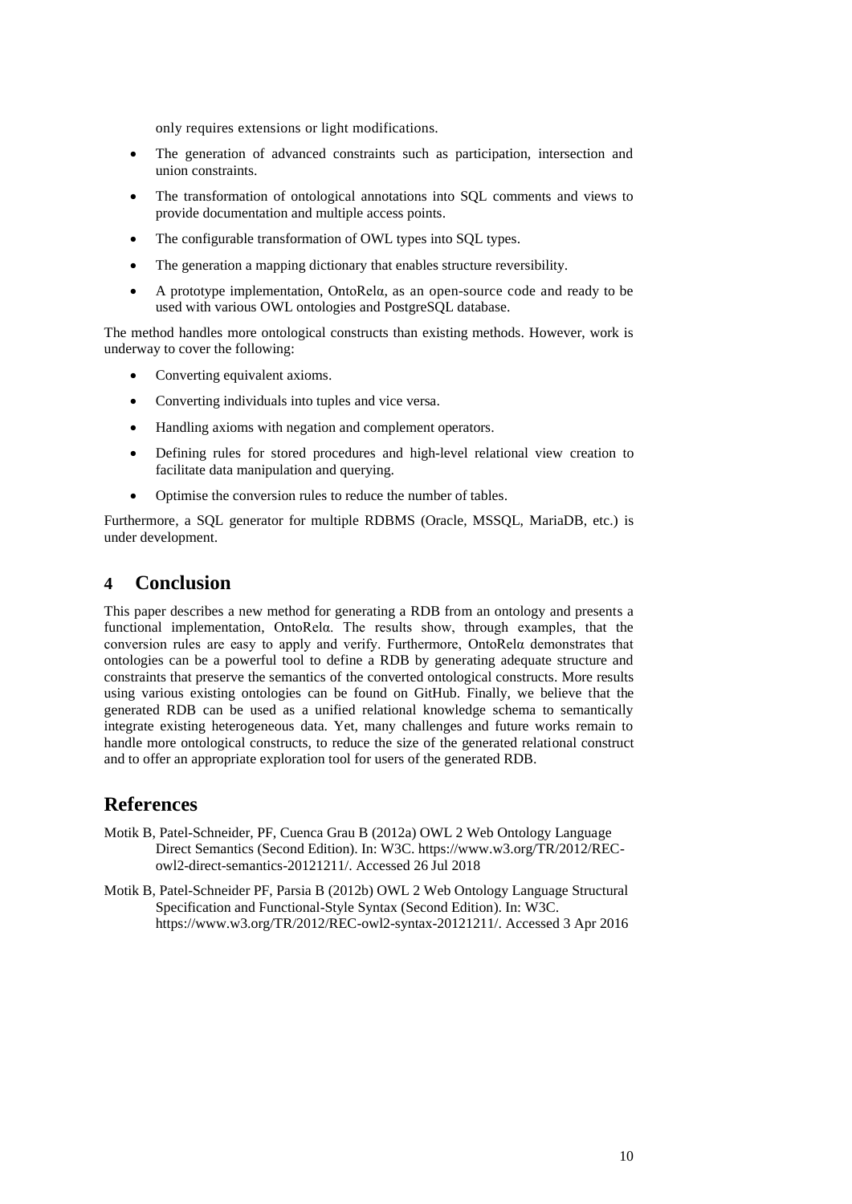only requires extensions or light modifications.

- The generation of advanced constraints such as participation, intersection and union constraints.
- The transformation of ontological annotations into SQL comments and views to provide documentation and multiple access points.
- The configurable transformation of OWL types into SQL types.
- The generation a mapping dictionary that enables structure reversibility.
- A prototype implementation, OntoRelα, as an open-source code and ready to be used with various OWL ontologies and PostgreSQL database.

The method handles more ontological constructs than existing methods. However, work is underway to cover the following:

- Converting equivalent axioms.
- Converting individuals into tuples and vice versa.
- Handling axioms with negation and complement operators.
- Defining rules for stored procedures and high-level relational view creation to facilitate data manipulation and querying.
- Optimise the conversion rules to reduce the number of tables.

Furthermore, a SQL generator for multiple RDBMS (Oracle, MSSQL, MariaDB, etc.) is under development.

## 4 Conclusion

This paper describes a new method for generating a RDB from an ontology and presents a functional implementation, OntoRelα. The results show, through examples, that the conversion rules are easy to apply and verify. Furthermore, OntoRelα demonstrates that ontologies can be a powerful tool to define a RDB by generating adequate structure and constraints that preserve the semantics of the converted ontological constructs. More results using various existing ontologies can be found on GitHub. Finally, we believe that the generated RDB can be used as a unified relational knowledge schema to semantically integrate existing heterogeneous data. Yet, many challenges and future works remain to handle more ontological constructs, to reduce the size of the generated relational construct and to offer an appropriate exploration tool for users of the generated RDB.

## References

Motik B, Patel-Schneider, PF, Cuenca Grau B (2012a) OWL 2 Web Ontology Language Direct Semantics (Second Edition). In: W3C. https://www.w3.org/TR/2012/REC-owl2-direct-semantics-20121211/. Accessed 26 Jul 2018

Motik B, Patel-Schneider PF, Parsia B (2012b) OWL 2 Web Ontology Language Structural Specification and Functional-Style Syntax (Second Edition). In: W3C. https://www.w3.org/TR/2012/REC-owl2-syntax-20121211/. Accessed 3 Apr 2016